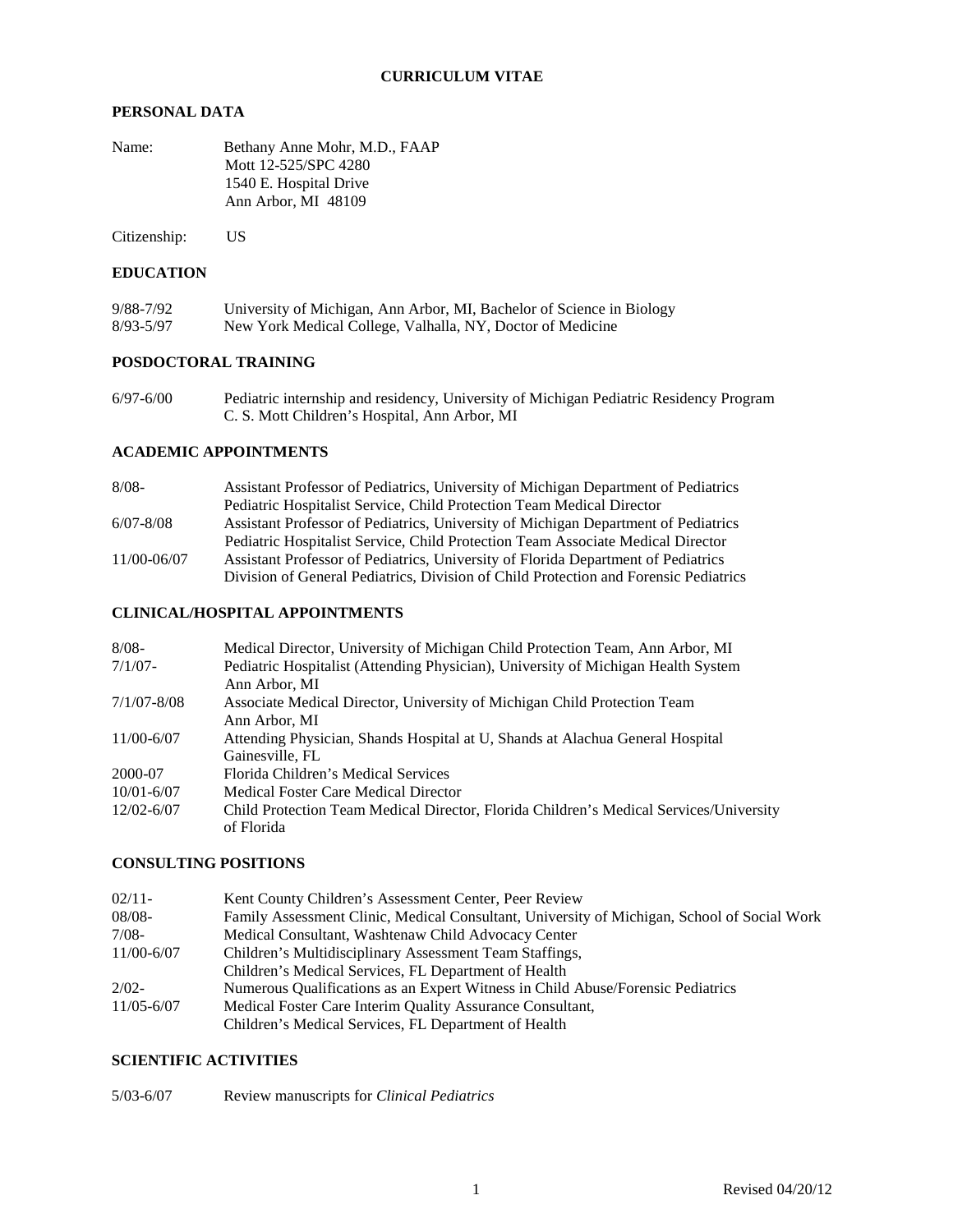# CURRICULUM VITAE

## PERSONAL DATA

| | |
|---|---|
| Name: | Bethany Anne Mohr, M.D., FAAP<br>Mott 12-525/SPC 4280<br>1540 E. Hospital Drive<br>Ann Arbor, MI 48109 |
| Citizenship: | US |

## EDUCATION

| | |
|---|---|
| 9/88-7/92 | University of Michigan, Ann Arbor, MI, Bachelor of Science in Biology |
| 8/93-5/97 | New York Medical College, Valhalla, NY, Doctor of Medicine |

## POSDOCTORAL TRAINING

| | |
|---|---|
| 6/97-6/00 | Pediatric internship and residency, University of Michigan Pediatric Residency Program<br>C. S. Mott Children's Hospital, Ann Arbor, MI |

## ACADEMIC APPOINTMENTS

| | |
|---|---|
| 8/08- | Assistant Professor of Pediatrics, University of Michigan Department of Pediatrics<br>Pediatric Hospitalist Service, Child Protection Team Medical Director |
| 6/07-8/08 | Assistant Professor of Pediatrics, University of Michigan Department of Pediatrics<br>Pediatric Hospitalist Service, Child Protection Team Associate Medical Director |
| 11/00-06/07 | Assistant Professor of Pediatrics, University of Florida Department of Pediatrics<br>Division of General Pediatrics, Division of Child Protection and Forensic Pediatrics |

## CLINICAL/HOSPITAL APPOINTMENTS

| | |
|---|---|
| 8/08- | Medical Director, University of Michigan Child Protection Team, Ann Arbor, MI |
| 7/1/07- | Pediatric Hospitalist (Attending Physician), University of Michigan Health System<br>Ann Arbor, MI |
| 7/1/07-8/08 | Associate Medical Director, University of Michigan Child Protection Team<br>Ann Arbor, MI |
| 11/00-6/07 | Attending Physician, Shands Hospital at U, Shands at Alachua General Hospital<br>Gainesville, FL |
| 2000-07 | Florida Children's Medical Services |
| 10/01-6/07 | Medical Foster Care Medical Director |
| 12/02-6/07 | Child Protection Team Medical Director, Florida Children's Medical Services/University of Florida |

## CONSULTING POSITIONS

| | |
|---|---|
| 02/11- | Kent County Children's Assessment Center, Peer Review |
| 08/08- | Family Assessment Clinic, Medical Consultant, University of Michigan, School of Social Work |
| 7/08- | Medical Consultant, Washtenaw Child Advocacy Center |
| 11/00-6/07 | Children's Multidisciplinary Assessment Team Staffings,<br>Children's Medical Services, FL Department of Health |
| 2/02- | Numerous Qualifications as an Expert Witness in Child Abuse/Forensic Pediatrics |
| 11/05-6/07 | Medical Foster Care Interim Quality Assurance Consultant,<br>Children's Medical Services, FL Department of Health |

## SCIENTIFIC ACTIVITIES

| | |
|---|---|
| 5/03-6/07 | Review manuscripts for *Clinical Pediatrics* |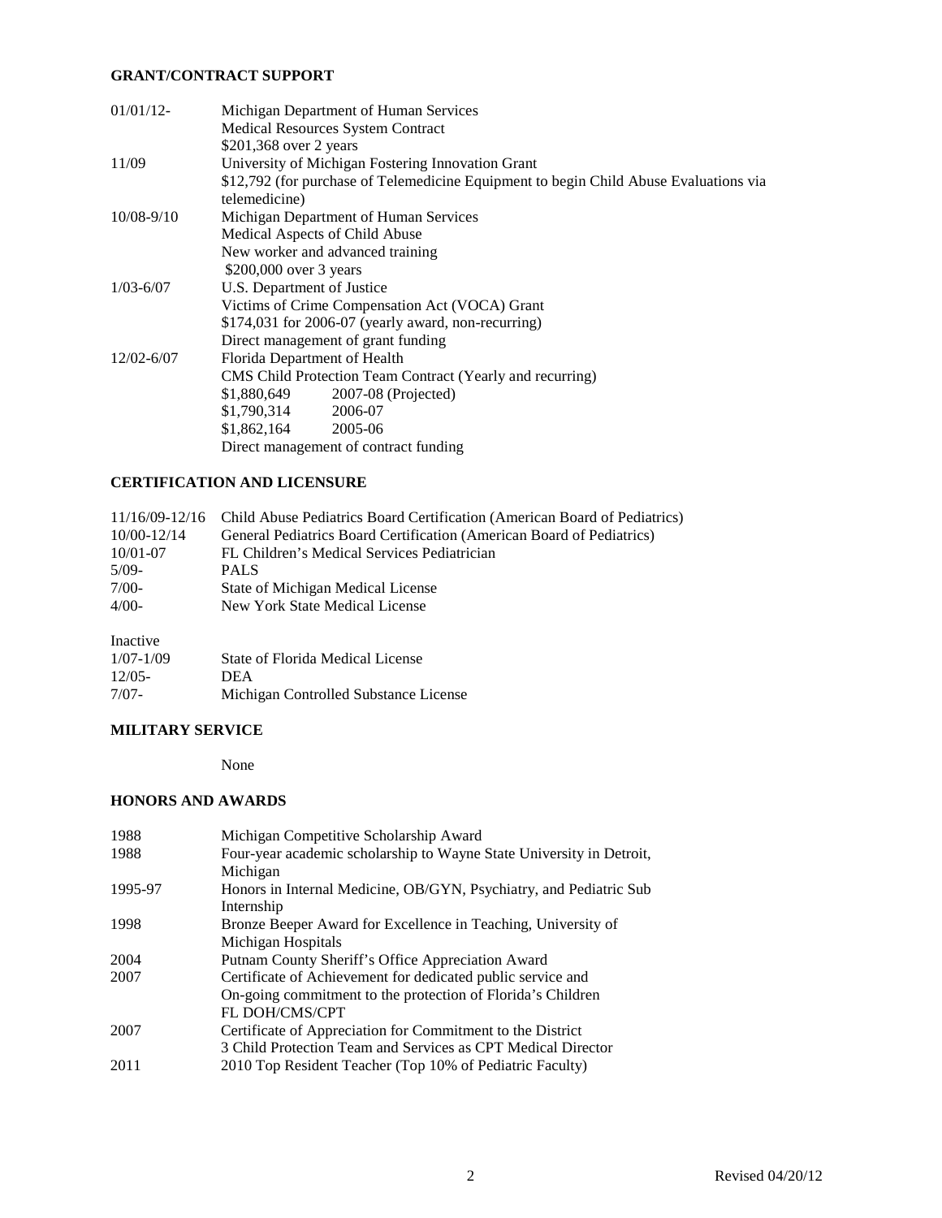**GRANT/CONTRACT SUPPORT**

| | |
|---|---|
| 01/01/12- | Michigan Department of Human Services<br>Medical Resources System Contract<br>$201,368 over 2 years |
| 11/09 | University of Michigan Fostering Innovation Grant<br>$12,792 (for purchase of Telemedicine Equipment to begin Child Abuse Evaluations via telemedicine) |
| 10/08-9/10 | Michigan Department of Human Services<br>Medical Aspects of Child Abuse<br>New worker and advanced training<br>$200,000 over 3 years |
| 1/03-6/07 | U.S. Department of Justice<br>Victims of Crime Compensation Act (VOCA) Grant<br>$174,031 for 2006-07 (yearly award, non-recurring)<br>Direct management of grant funding |
| 12/02-6/07 | Florida Department of Health<br>CMS Child Protection Team Contract (Yearly and recurring)<br>$1,880,649 2007-08 (Projected)<br>$1,790,314 2006-07<br>$1,862,164 2005-06<br>Direct management of contract funding |

**CERTIFICATION AND LICENSURE**

| | |
|---|---|
| 11/16/09-12/16 | Child Abuse Pediatrics Board Certification (American Board of Pediatrics) |
| 10/00-12/14 | General Pediatrics Board Certification (American Board of Pediatrics) |
| 10/01-07 | FL Children's Medical Services Pediatrician |
| 5/09- | PALS |
| 7/00- | State of Michigan Medical License |
| 4/00- | New York State Medical License |

Inactive

| | |
|---|---|
| 1/07-1/09 | State of Florida Medical License |
| 12/05- | DEA |
| 7/07- | Michigan Controlled Substance License |

**MILITARY SERVICE**

None

**HONORS AND AWARDS**

| | |
|---|---|
| 1988 | Michigan Competitive Scholarship Award |
| 1988 | Four-year academic scholarship to Wayne State University in Detroit, Michigan |
| 1995-97 | Honors in Internal Medicine, OB/GYN, Psychiatry, and Pediatric Sub Internship |
| 1998 | Bronze Beeper Award for Excellence in Teaching, University of Michigan Hospitals |
| 2004 | Putnam County Sheriff's Office Appreciation Award |
| 2007 | Certificate of Achievement for dedicated public service and On-going commitment to the protection of Florida's Children FL DOH/CMS/CPT |
| 2007 | Certificate of Appreciation for Commitment to the District 3 Child Protection Team and Services as CPT Medical Director |
| 2011 | 2010 Top Resident Teacher (Top 10% of Pediatric Faculty) |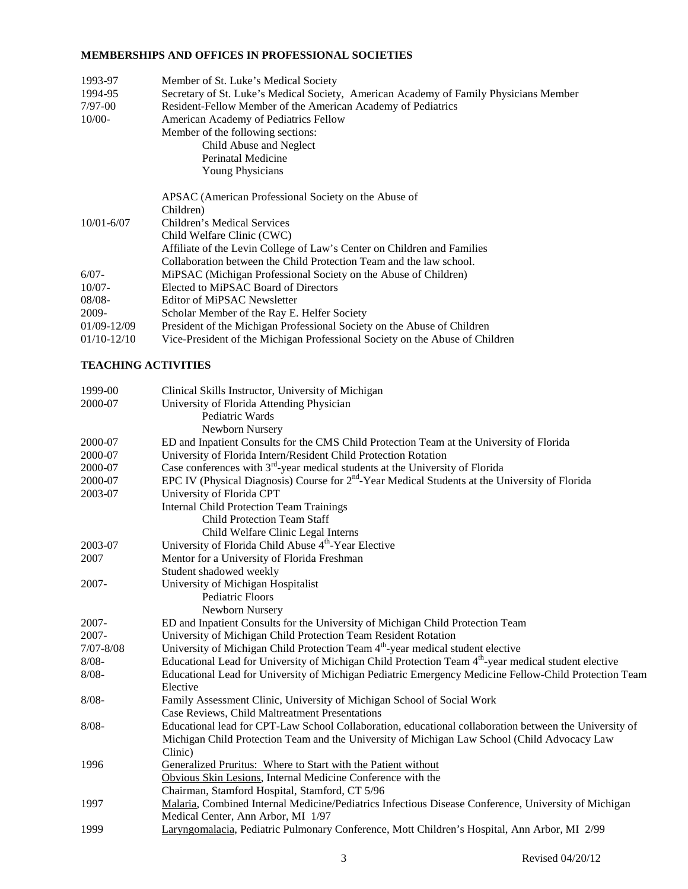## MEMBERSHIPS AND OFFICES IN PROFESSIONAL SOCIETIES

| | |
|---|---|
| 1993-97 | Member of St. Luke's Medical Society |
| 1994-95 | Secretary of St. Luke's Medical Society, American Academy of Family Physicians Member |
| 7/97-00 | Resident-Fellow Member of the American Academy of Pediatrics |
| 10/00- | American Academy of Pediatrics Fellow<br>Member of the following sections:<br>Child Abuse and Neglect<br>Perinatal Medicine<br>Young Physicians |
| | APSAC (American Professional Society on the Abuse of Children) |
| 10/01-6/07 | Children's Medical Services<br>Child Welfare Clinic (CWC)<br>Affiliate of the Levin College of Law's Center on Children and Families<br>Collaboration between the Child Protection Team and the law school. |
| 6/07- | MiPSAC (Michigan Professional Society on the Abuse of Children) |
| 10/07- | Elected to MiPSAC Board of Directors |
| 08/08- | Editor of MiPSAC Newsletter |
| 2009- | Scholar Member of the Ray E. Helfer Society |
| 01/09-12/09 | President of the Michigan Professional Society on the Abuse of Children |
| 01/10-12/10 | Vice-President of the Michigan Professional Society on the Abuse of Children |

## TEACHING ACTIVITIES

| | |
|---|---|
| 1999-00 | Clinical Skills Instructor, University of Michigan |
| 2000-07 | University of Florida Attending Physician<br>Pediatric Wards<br>Newborn Nursery |
| 2000-07 | ED and Inpatient Consults for the CMS Child Protection Team at the University of Florida |
| 2000-07 | University of Florida Intern/Resident Child Protection Rotation |
| 2000-07 | Case conferences with 3rd-year medical students at the University of Florida |
| 2000-07 | EPC IV (Physical Diagnosis) Course for 2nd-Year Medical Students at the University of Florida |
| 2003-07 | University of Florida CPT<br>Internal Child Protection Team Trainings<br>Child Protection Team Staff<br>Child Welfare Clinic Legal Interns |
| 2003-07 | University of Florida Child Abuse 4th-Year Elective |
| 2007 | Mentor for a University of Florida Freshman<br>Student shadowed weekly |
| 2007- | University of Michigan Hospitalist<br>Pediatric Floors<br>Newborn Nursery |
| 2007- | ED and Inpatient Consults for the University of Michigan Child Protection Team |
| 2007- | University of Michigan Child Protection Team Resident Rotation |
| 7/07-8/08 | University of Michigan Child Protection Team 4th-year medical student elective |
| 8/08- | Educational Lead for University of Michigan Child Protection Team 4th-year medical student elective |
| 8/08- | Educational Lead for University of Michigan Pediatric Emergency Medicine Fellow-Child Protection Team Elective |
| 8/08- | Family Assessment Clinic, University of Michigan School of Social Work<br>Case Reviews, Child Maltreatment Presentations |
| 8/08- | Educational lead for CPT-Law School Collaboration, educational collaboration between the University of Michigan Child Protection Team and the University of Michigan Law School (Child Advocacy Law Clinic) |
| 1996 | Generalized Pruritus: Where to Start with the Patient without Obvious Skin Lesions, Internal Medicine Conference with the Chairman, Stamford Hospital, Stamford, CT 5/96 |
| 1997 | Malaria, Combined Internal Medicine/Pediatrics Infectious Disease Conference, University of Michigan Medical Center, Ann Arbor, MI 1/97 |
| 1999 | Laryngomalacia, Pediatric Pulmonary Conference, Mott Children's Hospital, Ann Arbor, MI 2/99 |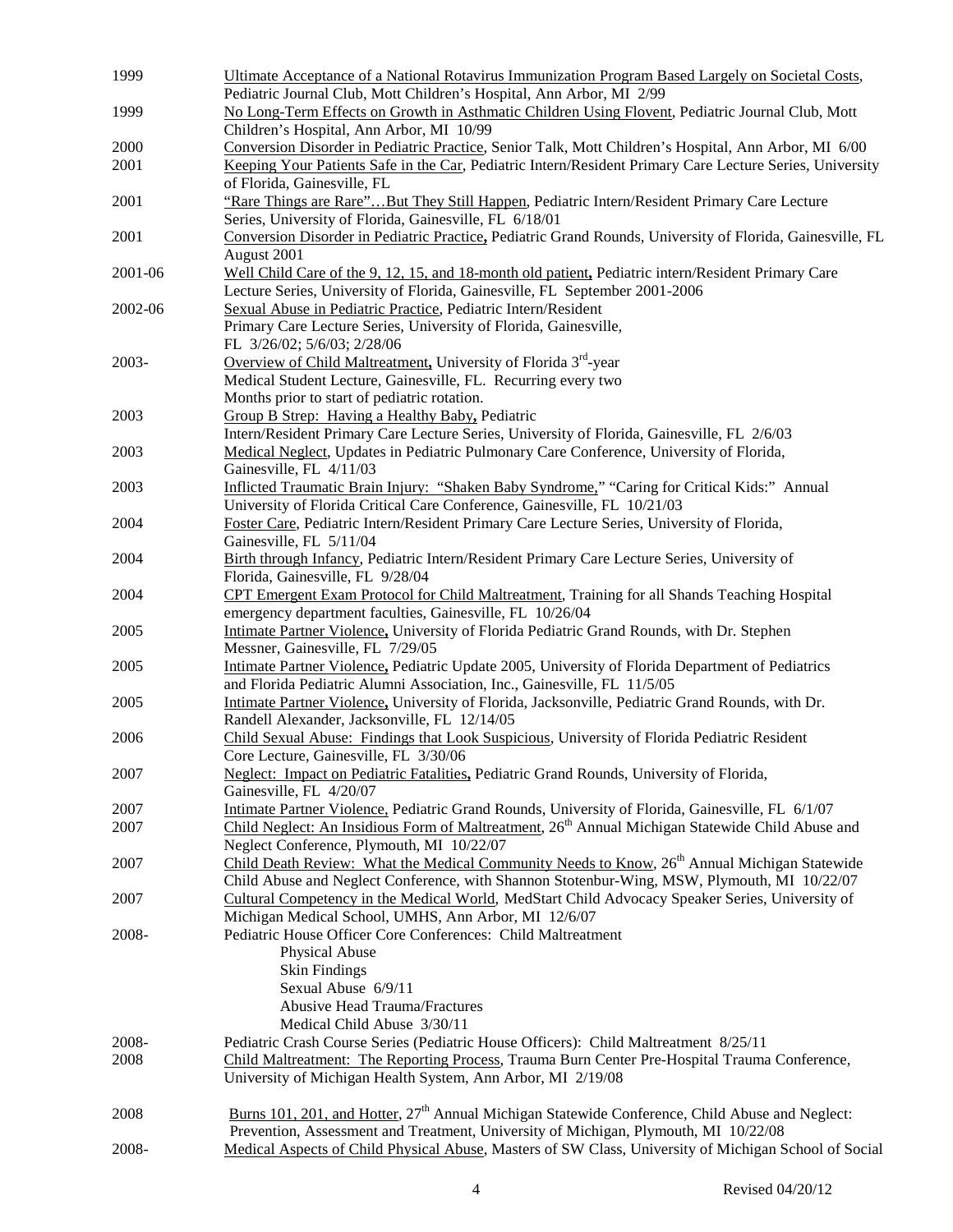| | |
|---|---|
| 1999 | Ultimate Acceptance of a National Rotavirus Immunization Program Based Largely on Societal Costs, Pediatric Journal Club, Mott Children's Hospital, Ann Arbor, MI 2/99 |
| 1999 | No Long-Term Effects on Growth in Asthmatic Children Using Flovent, Pediatric Journal Club, Mott Children's Hospital, Ann Arbor, MI 10/99 |
| 2000 | Conversion Disorder in Pediatric Practice, Senior Talk, Mott Children's Hospital, Ann Arbor, MI 6/00 |
| 2001 | Keeping Your Patients Safe in the Car, Pediatric Intern/Resident Primary Care Lecture Series, University of Florida, Gainesville, FL |
| 2001 | "Rare Things are Rare"…But They Still Happen, Pediatric Intern/Resident Primary Care Lecture Series, University of Florida, Gainesville, FL 6/18/01 |
| 2001 | Conversion Disorder in Pediatric Practice, Pediatric Grand Rounds, University of Florida, Gainesville, FL August 2001 |
| 2001-06 | Well Child Care of the 9, 12, 15, and 18-month old patient, Pediatric intern/Resident Primary Care Lecture Series, University of Florida, Gainesville, FL September 2001-2006 |
| 2002-06 | Sexual Abuse in Pediatric Practice, Pediatric Intern/Resident Primary Care Lecture Series, University of Florida, Gainesville, FL 3/26/02; 5/6/03; 2/28/06 |
| 2003- | Overview of Child Maltreatment, University of Florida 3rd-year Medical Student Lecture, Gainesville, FL. Recurring every two Months prior to start of pediatric rotation. |
| 2003 | Group B Strep: Having a Healthy Baby, Pediatric Intern/Resident Primary Care Lecture Series, University of Florida, Gainesville, FL 2/6/03 |
| 2003 | Medical Neglect, Updates in Pediatric Pulmonary Care Conference, University of Florida, Gainesville, FL 4/11/03 |
| 2003 | Inflicted Traumatic Brain Injury: "Shaken Baby Syndrome," "Caring for Critical Kids:" Annual University of Florida Critical Care Conference, Gainesville, FL 10/21/03 |
| 2004 | Foster Care, Pediatric Intern/Resident Primary Care Lecture Series, University of Florida, Gainesville, FL 5/11/04 |
| 2004 | Birth through Infancy, Pediatric Intern/Resident Primary Care Lecture Series, University of Florida, Gainesville, FL 9/28/04 |
| 2004 | CPT Emergent Exam Protocol for Child Maltreatment, Training for all Shands Teaching Hospital emergency department faculties, Gainesville, FL 10/26/04 |
| 2005 | Intimate Partner Violence, University of Florida Pediatric Grand Rounds, with Dr. Stephen Messner, Gainesville, FL 7/29/05 |
| 2005 | Intimate Partner Violence, Pediatric Update 2005, University of Florida Department of Pediatrics and Florida Pediatric Alumni Association, Inc., Gainesville, FL 11/5/05 |
| 2005 | Intimate Partner Violence, University of Florida, Jacksonville, Pediatric Grand Rounds, with Dr. Randell Alexander, Jacksonville, FL 12/14/05 |
| 2006 | Child Sexual Abuse: Findings that Look Suspicious, University of Florida Pediatric Resident Core Lecture, Gainesville, FL 3/30/06 |
| 2007 | Neglect: Impact on Pediatric Fatalities, Pediatric Grand Rounds, University of Florida, Gainesville, FL 4/20/07 |
| 2007 | Intimate Partner Violence, Pediatric Grand Rounds, University of Florida, Gainesville, FL 6/1/07 |
| 2007 | Child Neglect: An Insidious Form of Maltreatment, 26th Annual Michigan Statewide Child Abuse and Neglect Conference, Plymouth, MI 10/22/07 |
| 2007 | Child Death Review: What the Medical Community Needs to Know, 26th Annual Michigan Statewide Child Abuse and Neglect Conference, with Shannon Stotenbur-Wing, MSW, Plymouth, MI 10/22/07 |
| 2007 | Cultural Competency in the Medical World, MedStart Child Advocacy Speaker Series, University of Michigan Medical School, UMHS, Ann Arbor, MI 12/6/07 |
| 2008- | Pediatric House Officer Core Conferences: Child Maltreatment<br>Physical Abuse<br>Skin Findings<br>Sexual Abuse 6/9/11<br>Abusive Head Trauma/Fractures<br>Medical Child Abuse 3/30/11 |
| 2008- | Pediatric Crash Course Series (Pediatric House Officers): Child Maltreatment 8/25/11 |
| 2008 | Child Maltreatment: The Reporting Process, Trauma Burn Center Pre-Hospital Trauma Conference, University of Michigan Health System, Ann Arbor, MI 2/19/08 |
| 2008 | Burns 101, 201, and Hotter, 27th Annual Michigan Statewide Conference, Child Abuse and Neglect: Prevention, Assessment and Treatment, University of Michigan, Plymouth, MI 10/22/08 |
| 2008- | Medical Aspects of Child Physical Abuse, Masters of SW Class, University of Michigan School of Social |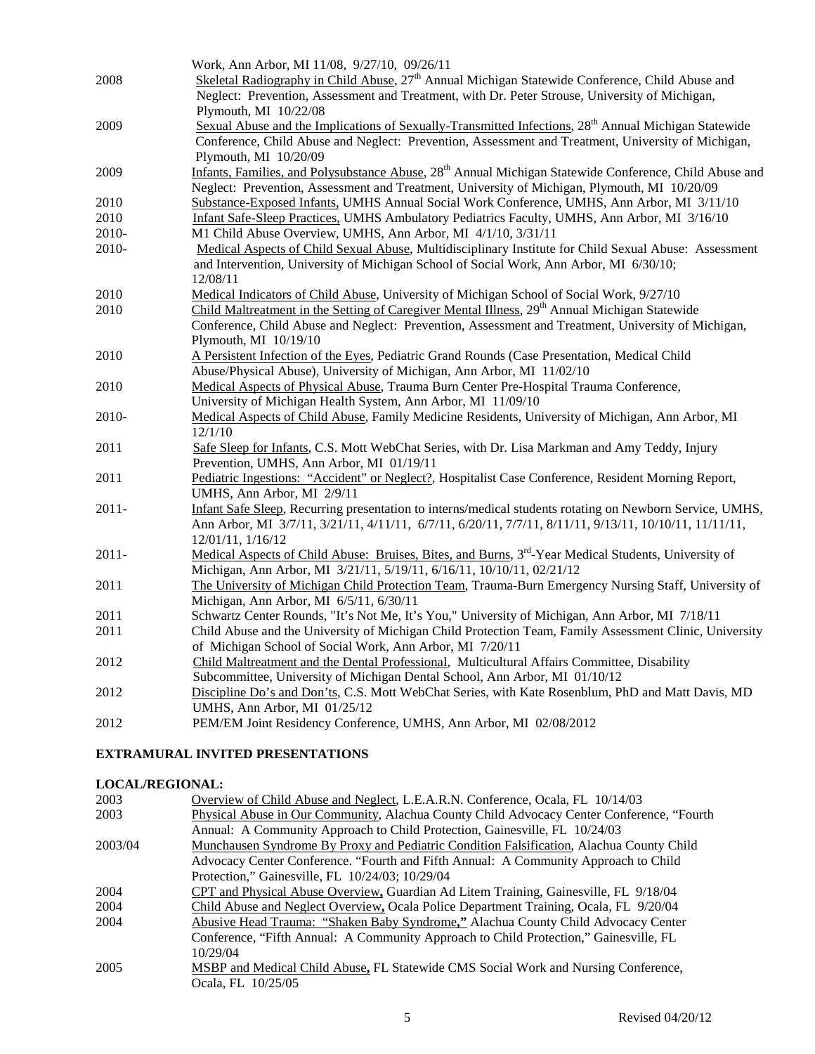| | |
|---|---|
| | Work, Ann Arbor, MI 11/08, 9/27/10, 09/26/11 |
| 2008 | Skeletal Radiography in Child Abuse, 27th Annual Michigan Statewide Conference, Child Abuse and Neglect: Prevention, Assessment and Treatment, with Dr. Peter Strouse, University of Michigan, Plymouth, MI 10/22/08 |
| 2009 | Sexual Abuse and the Implications of Sexually-Transmitted Infections, 28th Annual Michigan Statewide Conference, Child Abuse and Neglect: Prevention, Assessment and Treatment, University of Michigan, Plymouth, MI 10/20/09 |
| 2009 | Infants, Families, and Polysubstance Abuse, 28th Annual Michigan Statewide Conference, Child Abuse and Neglect: Prevention, Assessment and Treatment, University of Michigan, Plymouth, MI 10/20/09 |
| 2010 | Substance-Exposed Infants, UMHS Annual Social Work Conference, UMHS, Ann Arbor, MI 3/11/10 |
| 2010 | Infant Safe-Sleep Practices, UMHS Ambulatory Pediatrics Faculty, UMHS, Ann Arbor, MI 3/16/10 |
| 2010- | M1 Child Abuse Overview, UMHS, Ann Arbor, MI 4/1/10, 3/31/11 |
| 2010- | Medical Aspects of Child Sexual Abuse, Multidisciplinary Institute for Child Sexual Abuse: Assessment and Intervention, University of Michigan School of Social Work, Ann Arbor, MI 6/30/10; 12/08/11 |
| 2010 | Medical Indicators of Child Abuse, University of Michigan School of Social Work, 9/27/10 |
| 2010 | Child Maltreatment in the Setting of Caregiver Mental Illness, 29th Annual Michigan Statewide Conference, Child Abuse and Neglect: Prevention, Assessment and Treatment, University of Michigan, Plymouth, MI 10/19/10 |
| 2010 | A Persistent Infection of the Eyes, Pediatric Grand Rounds (Case Presentation, Medical Child Abuse/Physical Abuse), University of Michigan, Ann Arbor, MI 11/02/10 |
| 2010 | Medical Aspects of Physical Abuse, Trauma Burn Center Pre-Hospital Trauma Conference, University of Michigan Health System, Ann Arbor, MI 11/09/10 |
| 2010- | Medical Aspects of Child Abuse, Family Medicine Residents, University of Michigan, Ann Arbor, MI 12/1/10 |
| 2011 | Safe Sleep for Infants, C.S. Mott WebChat Series, with Dr. Lisa Markman and Amy Teddy, Injury Prevention, UMHS, Ann Arbor, MI 01/19/11 |
| 2011 | Pediatric Ingestions: "Accident" or Neglect?, Hospitalist Case Conference, Resident Morning Report, UMHS, Ann Arbor, MI 2/9/11 |
| 2011- | Infant Safe Sleep, Recurring presentation to interns/medical students rotating on Newborn Service, UMHS, Ann Arbor, MI 3/7/11, 3/21/11, 4/11/11, 6/7/11, 6/20/11, 7/7/11, 8/11/11, 9/13/11, 10/10/11, 11/11/11, 12/01/11, 1/16/12 |
| 2011- | Medical Aspects of Child Abuse: Bruises, Bites, and Burns, 3rd-Year Medical Students, University of Michigan, Ann Arbor, MI 3/21/11, 5/19/11, 6/16/11, 10/10/11, 02/21/12 |
| 2011 | The University of Michigan Child Protection Team, Trauma-Burn Emergency Nursing Staff, University of Michigan, Ann Arbor, MI 6/5/11, 6/30/11 |
| 2011 | Schwartz Center Rounds, "It's Not Me, It's You," University of Michigan, Ann Arbor, MI 7/18/11 |
| 2011 | Child Abuse and the University of Michigan Child Protection Team, Family Assessment Clinic, University of Michigan School of Social Work, Ann Arbor, MI 7/20/11 |
| 2012 | Child Maltreatment and the Dental Professional, Multicultural Affairs Committee, Disability Subcommittee, University of Michigan Dental School, Ann Arbor, MI 01/10/12 |
| 2012 | Discipline Do's and Don'ts, C.S. Mott WebChat Series, with Kate Rosenblum, PhD and Matt Davis, MD UMHS, Ann Arbor, MI 01/25/12 |
| 2012 | PEM/EM Joint Residency Conference, UMHS, Ann Arbor, MI 02/08/2012 |

## EXTRAMURAL INVITED PRESENTATIONS

### LOCAL/REGIONAL:

| | |
|---|---|
| 2003 | Overview of Child Abuse and Neglect, L.E.A.R.N. Conference, Ocala, FL 10/14/03 |
| 2003 | Physical Abuse in Our Community, Alachua County Child Advocacy Center Conference, "Fourth Annual: A Community Approach to Child Protection, Gainesville, FL 10/24/03 |
| 2003/04 | Munchausen Syndrome By Proxy and Pediatric Condition Falsification, Alachua County Child Advocacy Center Conference. "Fourth and Fifth Annual: A Community Approach to Child Protection," Gainesville, FL 10/24/03; 10/29/04 |
| 2004 | CPT and Physical Abuse Overview, Guardian Ad Litem Training, Gainesville, FL 9/18/04 |
| 2004 | Child Abuse and Neglect Overview, Ocala Police Department Training, Ocala, FL 9/20/04 |
| 2004 | Abusive Head Trauma: "Shaken Baby Syndrome," Alachua County Child Advocacy Center Conference, "Fifth Annual: A Community Approach to Child Protection," Gainesville, FL 10/29/04 |
| 2005 | MSBP and Medical Child Abuse, FL Statewide CMS Social Work and Nursing Conference, Ocala, FL 10/25/05 |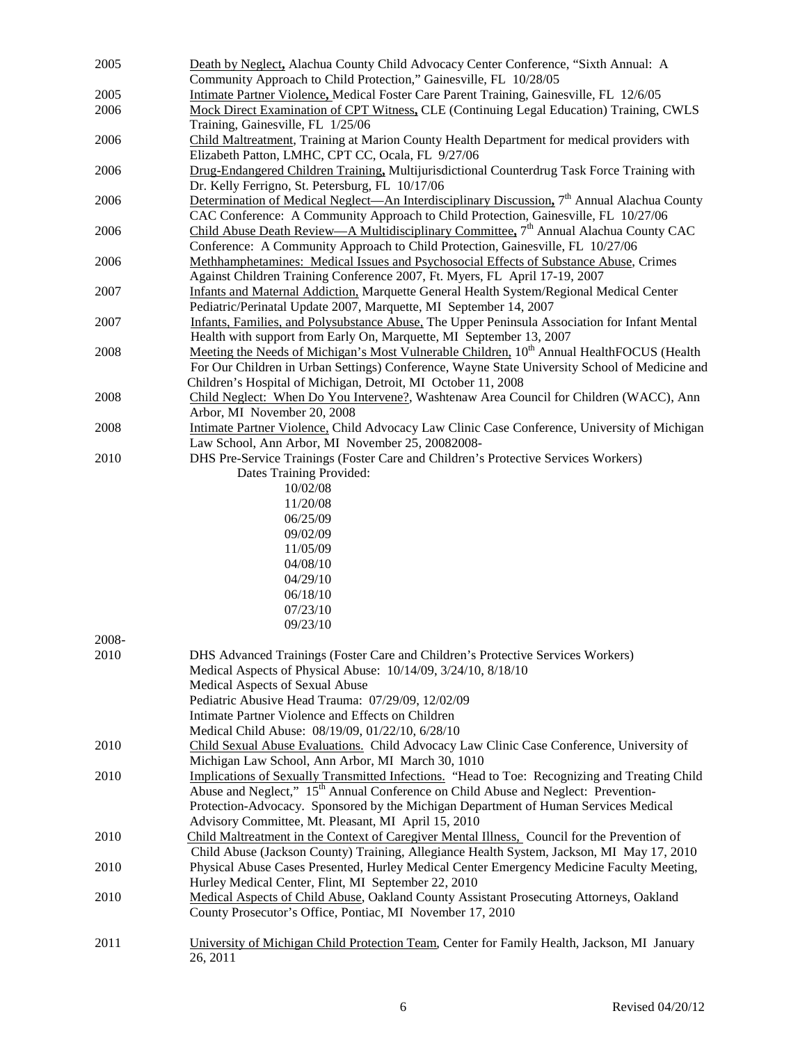| | |
|---|---|
| 2005 | Death by Neglect, Alachua County Child Advocacy Center Conference, "Sixth Annual: A Community Approach to Child Protection," Gainesville, FL 10/28/05 |
| 2005 | Intimate Partner Violence, Medical Foster Care Parent Training, Gainesville, FL 12/6/05 |
| 2006 | Mock Direct Examination of CPT Witness, CLE (Continuing Legal Education) Training, CWLS Training, Gainesville, FL 1/25/06 |
| 2006 | Child Maltreatment, Training at Marion County Health Department for medical providers with Elizabeth Patton, LMHC, CPT CC, Ocala, FL 9/27/06 |
| 2006 | Drug-Endangered Children Training, Multijurisdictional Counterdrug Task Force Training with Dr. Kelly Ferrigno, St. Petersburg, FL 10/17/06 |
| 2006 | Determination of Medical Neglect—An Interdisciplinary Discussion, 7th Annual Alachua County CAC Conference: A Community Approach to Child Protection, Gainesville, FL 10/27/06 |
| 2006 | Child Abuse Death Review—A Multidisciplinary Committee, 7th Annual Alachua County CAC Conference: A Community Approach to Child Protection, Gainesville, FL 10/27/06 |
| 2006 | Methhamphetamines: Medical Issues and Psychosocial Effects of Substance Abuse, Crimes Against Children Training Conference 2007, Ft. Myers, FL April 17-19, 2007 |
| 2007 | Infants and Maternal Addiction, Marquette General Health System/Regional Medical Center Pediatric/Perinatal Update 2007, Marquette, MI September 14, 2007 |
| 2007 | Infants, Families, and Polysubstance Abuse, The Upper Peninsula Association for Infant Mental Health with support from Early On, Marquette, MI September 13, 2007 |
| 2008 | Meeting the Needs of Michigan's Most Vulnerable Children, 10th Annual HealthFOCUS (Health For Our Children in Urban Settings) Conference, Wayne State University School of Medicine and Children's Hospital of Michigan, Detroit, MI October 11, 2008 |
| 2008 | Child Neglect: When Do You Intervene?, Washtenaw Area Council for Children (WACC), Ann Arbor, MI November 20, 2008 |
| 2008 | Intimate Partner Violence, Child Advocacy Law Clinic Case Conference, University of Michigan Law School, Ann Arbor, MI November 25, 20082008- |
| 2010 | DHS Pre-Service Trainings (Foster Care and Children's Protective Services Workers)<br>Dates Training Provided:<br>10/02/08<br>11/20/08<br>06/25/09<br>09/02/09<br>11/05/09<br>04/08/10<br>04/29/10<br>06/18/10<br>07/23/10<br>09/23/10 |
| 2008-2010 | DHS Advanced Trainings (Foster Care and Children's Protective Services Workers)<br>Medical Aspects of Physical Abuse: 10/14/09, 3/24/10, 8/18/10<br>Medical Aspects of Sexual Abuse<br>Pediatric Abusive Head Trauma: 07/29/09, 12/02/09<br>Intimate Partner Violence and Effects on Children<br>Medical Child Abuse: 08/19/09, 01/22/10, 6/28/10 |
| 2010 | Child Sexual Abuse Evaluations. Child Advocacy Law Clinic Case Conference, University of Michigan Law School, Ann Arbor, MI March 30, 1010 |
| 2010 | Implications of Sexually Transmitted Infections. "Head to Toe: Recognizing and Treating Child Abuse and Neglect," 15th Annual Conference on Child Abuse and Neglect: Prevention-Protection-Advocacy. Sponsored by the Michigan Department of Human Services Medical Advisory Committee, Mt. Pleasant, MI April 15, 2010 |
| 2010 | Child Maltreatment in the Context of Caregiver Mental Illness, Council for the Prevention of Child Abuse (Jackson County) Training, Allegiance Health System, Jackson, MI May 17, 2010 |
| 2010 | Physical Abuse Cases Presented, Hurley Medical Center Emergency Medicine Faculty Meeting, Hurley Medical Center, Flint, MI September 22, 2010 |
| 2010 | Medical Aspects of Child Abuse, Oakland County Assistant Prosecuting Attorneys, Oakland County Prosecutor's Office, Pontiac, MI November 17, 2010 |
| 2011 | University of Michigan Child Protection Team, Center for Family Health, Jackson, MI January 26, 2011 |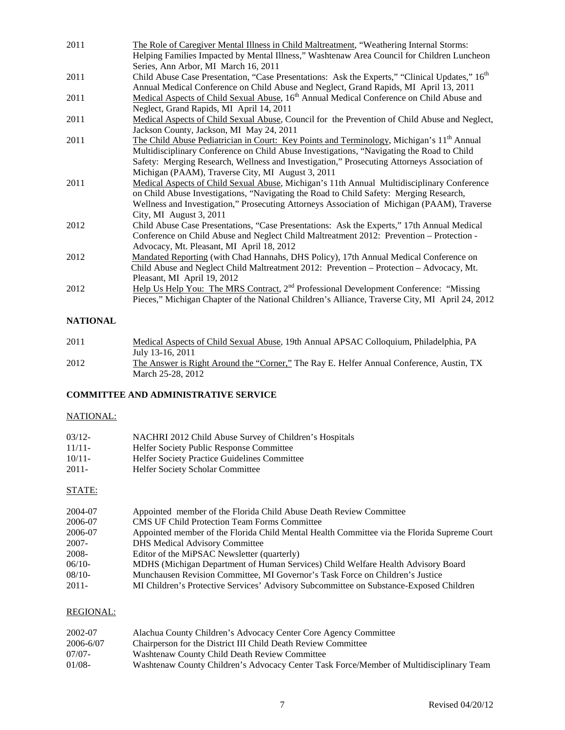| | |
|---|---|
| 2011 | The Role of Caregiver Mental Illness in Child Maltreatment, "Weathering Internal Storms: Helping Families Impacted by Mental Illness," Washtenaw Area Council for Children Luncheon Series, Ann Arbor, MI March 16, 2011 |
| 2011 | Child Abuse Case Presentation, "Case Presentations: Ask the Experts," "Clinical Updates," 16th Annual Medical Conference on Child Abuse and Neglect, Grand Rapids, MI April 13, 2011 |
| 2011 | Medical Aspects of Child Sexual Abuse, 16th Annual Medical Conference on Child Abuse and Neglect, Grand Rapids, MI April 14, 2011 |
| 2011 | Medical Aspects of Child Sexual Abuse, Council for the Prevention of Child Abuse and Neglect, Jackson County, Jackson, MI May 24, 2011 |
| 2011 | The Child Abuse Pediatrician in Court: Key Points and Terminology, Michigan's 11th Annual Multidisciplinary Conference on Child Abuse Investigations, "Navigating the Road to Child Safety: Merging Research, Wellness and Investigation," Prosecuting Attorneys Association of Michigan (PAAM), Traverse City, MI August 3, 2011 |
| 2011 | Medical Aspects of Child Sexual Abuse, Michigan's 11th Annual Multidisciplinary Conference on Child Abuse Investigations, "Navigating the Road to Child Safety: Merging Research, Wellness and Investigation," Prosecuting Attorneys Association of Michigan (PAAM), Traverse City, MI August 3, 2011 |
| 2012 | Child Abuse Case Presentations, "Case Presentations: Ask the Experts," 17th Annual Medical Conference on Child Abuse and Neglect Child Maltreatment 2012: Prevention – Protection - Advocacy, Mt. Pleasant, MI April 18, 2012 |
| 2012 | Mandated Reporting (with Chad Hannahs, DHS Policy), 17th Annual Medical Conference on Child Abuse and Neglect Child Maltreatment 2012: Prevention – Protection – Advocacy, Mt. Pleasant, MI April 19, 2012 |
| 2012 | Help Us Help You: The MRS Contract, 2nd Professional Development Conference: "Missing Pieces," Michigan Chapter of the National Children's Alliance, Traverse City, MI April 24, 2012 |

**NATIONAL**

| | |
|---|---|
| 2011 | Medical Aspects of Child Sexual Abuse, 19th Annual APSAC Colloquium, Philadelphia, PA July 13-16, 2011 |
| 2012 | The Answer is Right Around the "Corner," The Ray E. Helfer Annual Conference, Austin, TX March 25-28, 2012 |

**COMMITTEE AND ADMINISTRATIVE SERVICE**

NATIONAL:

| | |
|---|---|
| 03/12- | NACHRI 2012 Child Abuse Survey of Children's Hospitals |
| 11/11- | Helfer Society Public Response Committee |
| 10/11- | Helfer Society Practice Guidelines Committee |
| 2011- | Helfer Society Scholar Committee |

STATE:

| | |
|---|---|
| 2004-07 | Appointed member of the Florida Child Abuse Death Review Committee |
| 2006-07 | CMS UF Child Protection Team Forms Committee |
| 2006-07 | Appointed member of the Florida Child Mental Health Committee via the Florida Supreme Court |
| 2007- | DHS Medical Advisory Committee |
| 2008- | Editor of the MiPSAC Newsletter (quarterly) |
| 06/10- | MDHS (Michigan Department of Human Services) Child Welfare Health Advisory Board |
| 08/10- | Munchausen Revision Committee, MI Governor's Task Force on Children's Justice |
| 2011- | MI Children's Protective Services' Advisory Subcommittee on Substance-Exposed Children |

REGIONAL:

| | |
|---|---|
| 2002-07 | Alachua County Children's Advocacy Center Core Agency Committee |
| 2006-6/07 | Chairperson for the District III Child Death Review Committee |
| 07/07- | Washtenaw County Child Death Review Committee |
| 01/08- | Washtenaw County Children's Advocacy Center Task Force/Member of Multidisciplinary Team |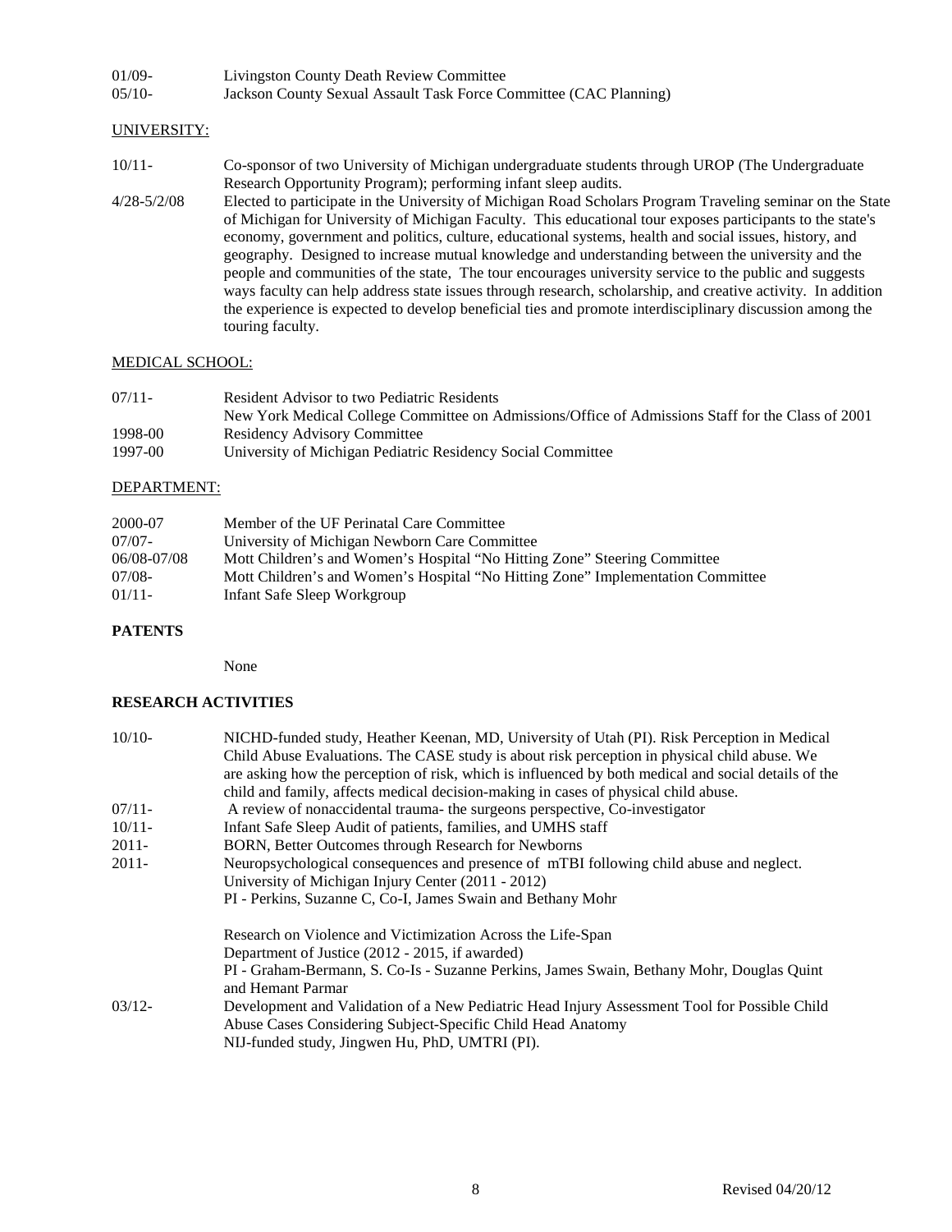| | |
|---|---|
| 01/09- | Livingston County Death Review Committee |
| 05/10- | Jackson County Sexual Assault Task Force Committee (CAC Planning) |

UNIVERSITY:

| | |
|---|---|
| 10/11- | Co-sponsor of two University of Michigan undergraduate students through UROP (The Undergraduate Research Opportunity Program); performing infant sleep audits. |
| 4/28-5/2/08 | Elected to participate in the University of Michigan Road Scholars Program Traveling seminar on the State of Michigan for University of Michigan Faculty. This educational tour exposes participants to the state's economy, government and politics, culture, educational systems, health and social issues, history, and geography. Designed to increase mutual knowledge and understanding between the university and the people and communities of the state, The tour encourages university service to the public and suggests ways faculty can help address state issues through research, scholarship, and creative activity. In addition the experience is expected to develop beneficial ties and promote interdisciplinary discussion among the touring faculty. |

MEDICAL SCHOOL:

| | |
|---|---|
| 07/11- | Resident Advisor to two Pediatric Residents |
| | New York Medical College Committee on Admissions/Office of Admissions Staff for the Class of 2001 |
| 1998-00 | Residency Advisory Committee |
| 1997-00 | University of Michigan Pediatric Residency Social Committee |

DEPARTMENT:

| | |
|---|---|
| 2000-07 | Member of the UF Perinatal Care Committee |
| 07/07- | University of Michigan Newborn Care Committee |
| 06/08-07/08 | Mott Children's and Women's Hospital "No Hitting Zone" Steering Committee |
| 07/08- | Mott Children's and Women's Hospital "No Hitting Zone" Implementation Committee |
| 01/11- | Infant Safe Sleep Workgroup |

**PATENTS**

None

**RESEARCH ACTIVITIES**

| | |
|---|---|
| 10/10- | NICHD-funded study, Heather Keenan, MD, University of Utah (PI). Risk Perception in Medical Child Abuse Evaluations. The CASE study is about risk perception in physical child abuse. We are asking how the perception of risk, which is influenced by both medical and social details of the child and family, affects medical decision-making in cases of physical child abuse. |
| 07/11- | A review of nonaccidental trauma- the surgeons perspective, Co-investigator |
| 10/11- | Infant Safe Sleep Audit of patients, families, and UMHS staff |
| 2011- | BORN, Better Outcomes through Research for Newborns |
| 2011- | Neuropsychological consequences and presence of mTBI following child abuse and neglect. University of Michigan Injury Center (2011 - 2012) PI - Perkins, Suzanne C, Co-I, James Swain and Bethany Mohr |
| | Research on Violence and Victimization Across the Life-Span Department of Justice (2012 - 2015, if awarded) PI - Graham-Bermann, S. Co-Is - Suzanne Perkins, James Swain, Bethany Mohr, Douglas Quint and Hemant Parmar |
| 03/12- | Development and Validation of a New Pediatric Head Injury Assessment Tool for Possible Child Abuse Cases Considering Subject-Specific Child Head Anatomy NIJ-funded study, Jingwen Hu, PhD, UMTRI (PI). |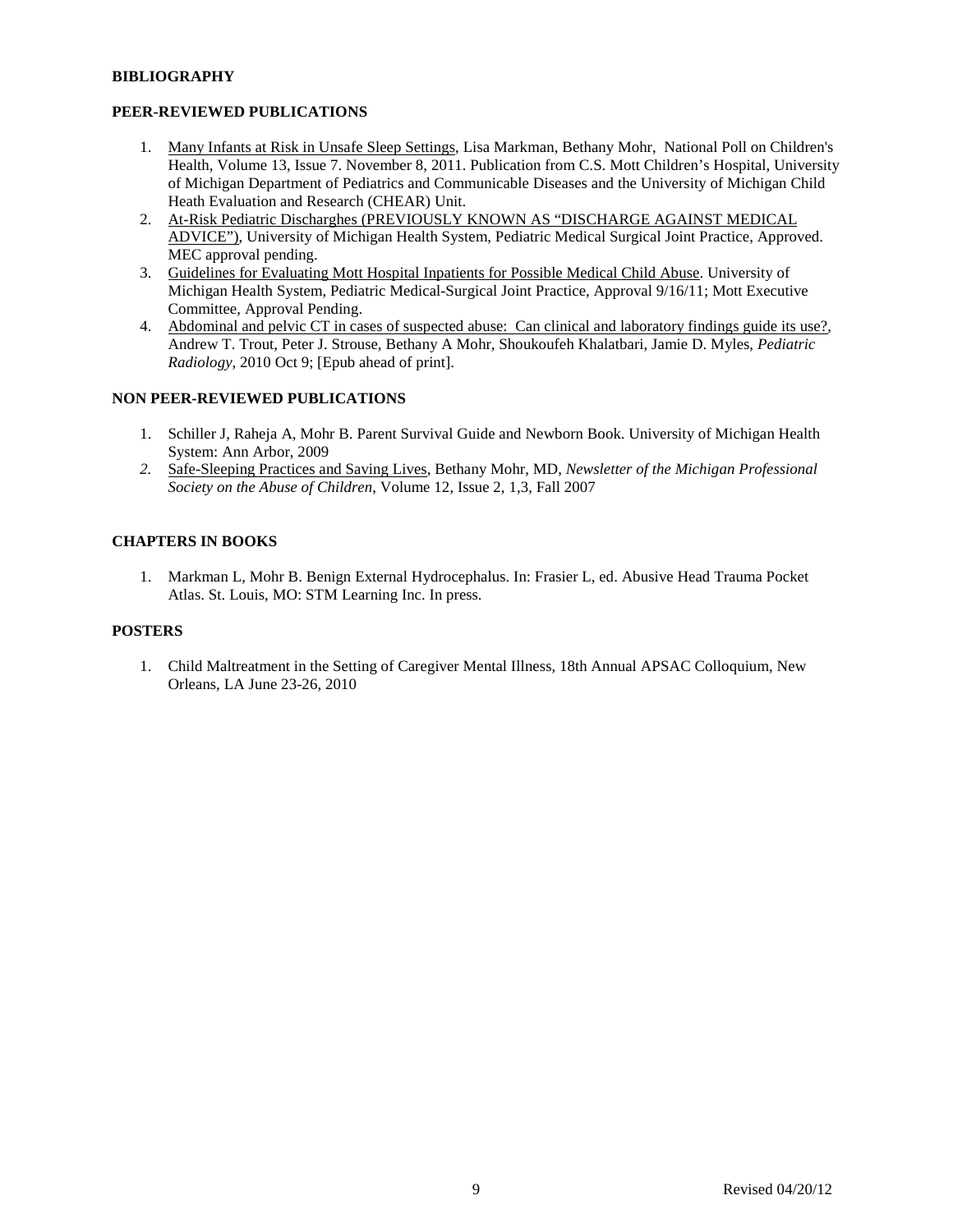## BIBLIOGRAPHY

### PEER-REVIEWED PUBLICATIONS

1. Many Infants at Risk in Unsafe Sleep Settings, Lisa Markman, Bethany Mohr, National Poll on Children's Health, Volume 13, Issue 7. November 8, 2011. Publication from C.S. Mott Children's Hospital, University of Michigan Department of Pediatrics and Communicable Diseases and the University of Michigan Child Heath Evaluation and Research (CHEAR) Unit.
2. At-Risk Pediatric Discharghes (PREVIOUSLY KNOWN AS "DISCHARGE AGAINST MEDICAL ADVICE"), University of Michigan Health System, Pediatric Medical Surgical Joint Practice, Approved. MEC approval pending.
3. Guidelines for Evaluating Mott Hospital Inpatients for Possible Medical Child Abuse. University of Michigan Health System, Pediatric Medical-Surgical Joint Practice, Approval 9/16/11; Mott Executive Committee, Approval Pending.
4. Abdominal and pelvic CT in cases of suspected abuse: Can clinical and laboratory findings guide its use?, Andrew T. Trout, Peter J. Strouse, Bethany A Mohr, Shoukoufeh Khalatbari, Jamie D. Myles, *Pediatric Radiology*, 2010 Oct 9; [Epub ahead of print].

### NON PEER-REVIEWED PUBLICATIONS

1. Schiller J, Raheja A, Mohr B. Parent Survival Guide and Newborn Book. University of Michigan Health System: Ann Arbor, 2009
2. Safe-Sleeping Practices and Saving Lives, Bethany Mohr, MD, *Newsletter of the Michigan Professional Society on the Abuse of Children*, Volume 12, Issue 2, 1,3, Fall 2007

### CHAPTERS IN BOOKS

1. Markman L, Mohr B. Benign External Hydrocephalus. In: Frasier L, ed. Abusive Head Trauma Pocket Atlas. St. Louis, MO: STM Learning Inc. In press.

### POSTERS

1. Child Maltreatment in the Setting of Caregiver Mental Illness, 18th Annual APSAC Colloquium, New Orleans, LA June 23-26, 2010

Revised 04/20/12